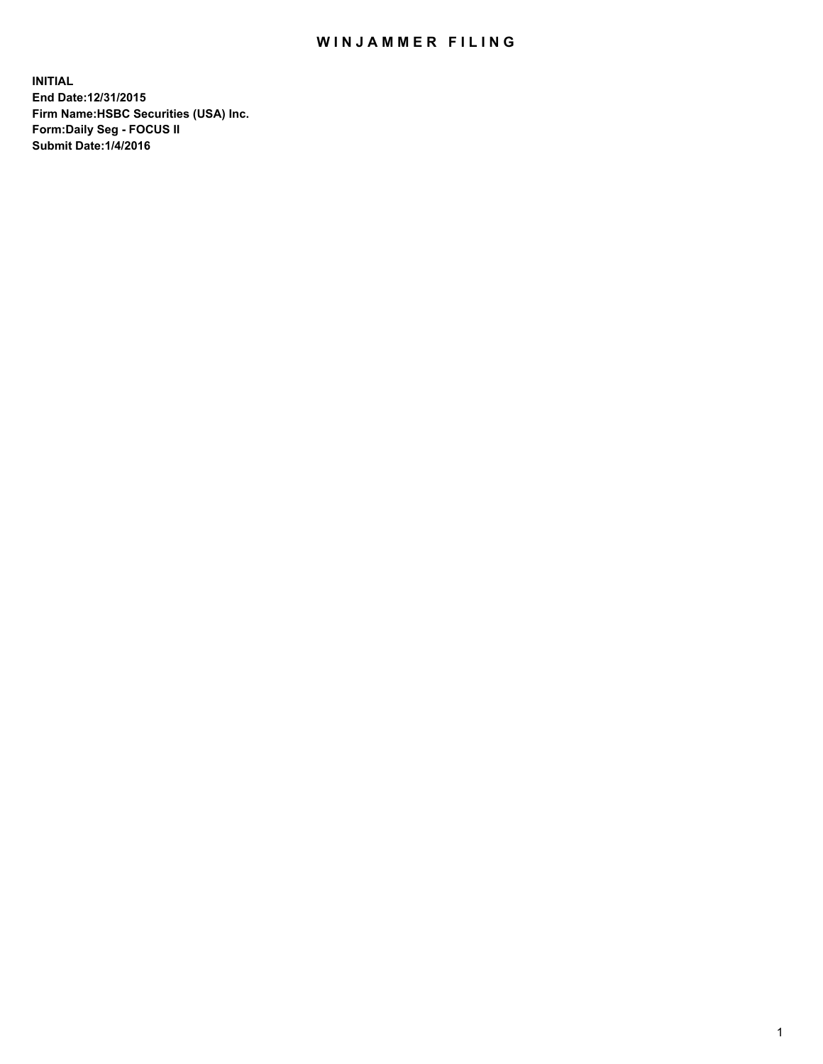# WINJAMMER FILING

**INITIAL**
**End Date:12/31/2015**
**Firm Name:HSBC Securities (USA) Inc.**
**Form:Daily Seg - FOCUS II**
**Submit Date:1/4/2016**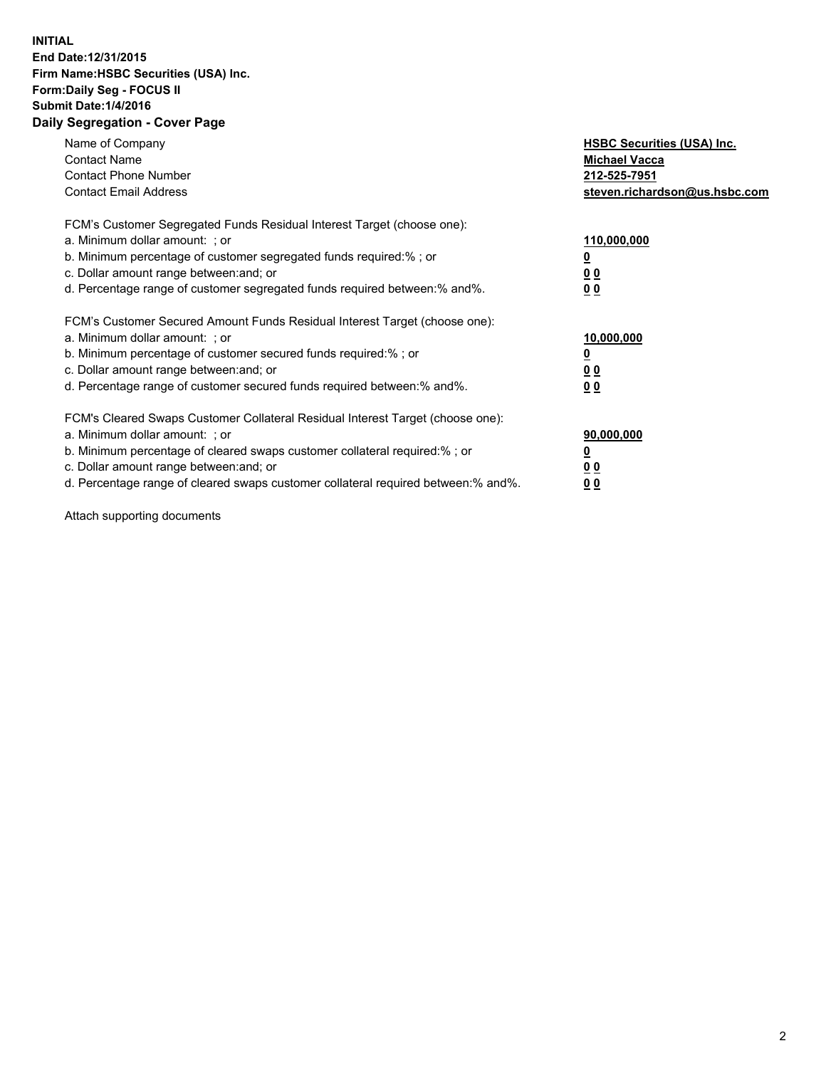**INITIAL**
**End Date:12/31/2015**
**Firm Name:HSBC Securities (USA) Inc.**
**Form:Daily Seg - FOCUS II**
**Submit Date:1/4/2016**

## Daily Segregation - Cover Page

| | |
|---|---|
| Name of Company | **HSBC Securities (USA) Inc.** |
| Contact Name | **Michael Vacca** |
| Contact Phone Number | **212-525-7951** |
| Contact Email Address | **steven.richardson@us.hsbc.com** |

| | |
|---|---|
| FCM's Customer Segregated Funds Residual Interest Target (choose one): | |
| a. Minimum dollar amount: ; or | **110,000,000** |
| b. Minimum percentage of customer segregated funds required:% ; or | **0** |
| c. Dollar amount range between:and; or | **0 0** |
| d. Percentage range of customer segregated funds required between:% and%. | **0 0** |

| | |
|---|---|
| FCM's Customer Secured Amount Funds Residual Interest Target (choose one): | |
| a. Minimum dollar amount: ; or | **10,000,000** |
| b. Minimum percentage of customer secured funds required:% ; or | **0** |
| c. Dollar amount range between:and; or | **0 0** |
| d. Percentage range of customer secured funds required between:% and%. | **0 0** |

| | |
|---|---|
| FCM's Cleared Swaps Customer Collateral Residual Interest Target (choose one): | |
| a. Minimum dollar amount: ; or | **90,000,000** |
| b. Minimum percentage of cleared swaps customer collateral required:% ; or | **0** |
| c. Dollar amount range between:and; or | **0 0** |
| d. Percentage range of cleared swaps customer collateral required between:% and%. | **0 0** |

Attach supporting documents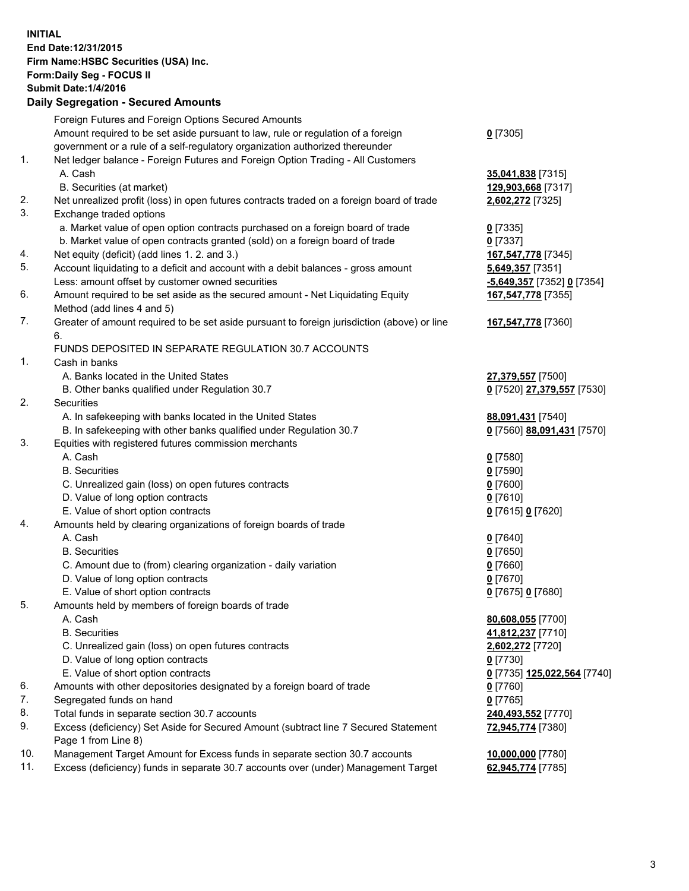**INITIAL**
**End Date:12/31/2015**
**Firm Name:HSBC Securities (USA) Inc.**
**Form:Daily Seg - FOCUS II**
**Submit Date:1/4/2016**

**Daily Segregation - Secured Amounts**

| | | |
|---|---|---|
| | Foreign Futures and Foreign Options Secured Amounts | |
| | Amount required to be set aside pursuant to law, rule or regulation of a foreign government or a rule of a self-regulatory organization authorized thereunder | **0** [7305] |
| 1. | Net ledger balance - Foreign Futures and Foreign Option Trading - All Customers | |
| | A. Cash | **35,041,838** [7315] |
| | B. Securities (at market) | **129,903,668** [7317] |
| 2. | Net unrealized profit (loss) in open futures contracts traded on a foreign board of trade | **2,602,272** [7325] |
| 3. | Exchange traded options | |
| | a. Market value of open option contracts purchased on a foreign board of trade | **0** [7335] |
| | b. Market value of open contracts granted (sold) on a foreign board of trade | **0** [7337] |
| 4. | Net equity (deficit) (add lines 1. 2. and 3.) | **167,547,778** [7345] |
| 5. | Account liquidating to a deficit and account with a debit balances - gross amount | **5,649,357** [7351] |
| | Less: amount offset by customer owned securities | **-5,649,357** [7352] **0** [7354] |
| 6. | Amount required to be set aside as the secured amount - Net Liquidating Equity Method (add lines 4 and 5) | **167,547,778** [7355] |
| 7. | Greater of amount required to be set aside pursuant to foreign jurisdiction (above) or line 6. | **167,547,778** [7360] |
| | FUNDS DEPOSITED IN SEPARATE REGULATION 30.7 ACCOUNTS | |
| 1. | Cash in banks | |
| | A. Banks located in the United States | **27,379,557** [7500] |
| | B. Other banks qualified under Regulation 30.7 | **0** [7520] **27,379,557** [7530] |
| 2. | Securities | |
| | A. In safekeeping with banks located in the United States | **88,091,431** [7540] |
| | B. In safekeeping with other banks qualified under Regulation 30.7 | **0** [7560] **88,091,431** [7570] |
| 3. | Equities with registered futures commission merchants | |
| | A. Cash | **0** [7580] |
| | B. Securities | **0** [7590] |
| | C. Unrealized gain (loss) on open futures contracts | **0** [7600] |
| | D. Value of long option contracts | **0** [7610] |
| | E. Value of short option contracts | **0** [7615] **0** [7620] |
| 4. | Amounts held by clearing organizations of foreign boards of trade | |
| | A. Cash | **0** [7640] |
| | B. Securities | **0** [7650] |
| | C. Amount due to (from) clearing organization - daily variation | **0** [7660] |
| | D. Value of long option contracts | **0** [7670] |
| | E. Value of short option contracts | **0** [7675] **0** [7680] |
| 5. | Amounts held by members of foreign boards of trade | |
| | A. Cash | **80,608,055** [7700] |
| | B. Securities | **41,812,237** [7710] |
| | C. Unrealized gain (loss) on open futures contracts | **2,602,272** [7720] |
| | D. Value of long option contracts | **0** [7730] |
| | E. Value of short option contracts | **0** [7735] **125,022,564** [7740] |
| 6. | Amounts with other depositories designated by a foreign board of trade | **0** [7760] |
| 7. | Segregated funds on hand | **0** [7765] |
| 8. | Total funds in separate section 30.7 accounts | **240,493,552** [7770] |
| 9. | Excess (deficiency) Set Aside for Secured Amount (subtract line 7 Secured Statement Page 1 from Line 8) | **72,945,774** [7380] |
| 10. | Management Target Amount for Excess funds in separate section 30.7 accounts | **10,000,000** [7780] |
| 11. | Excess (deficiency) funds in separate 30.7 accounts over (under) Management Target | **62,945,774** [7785] |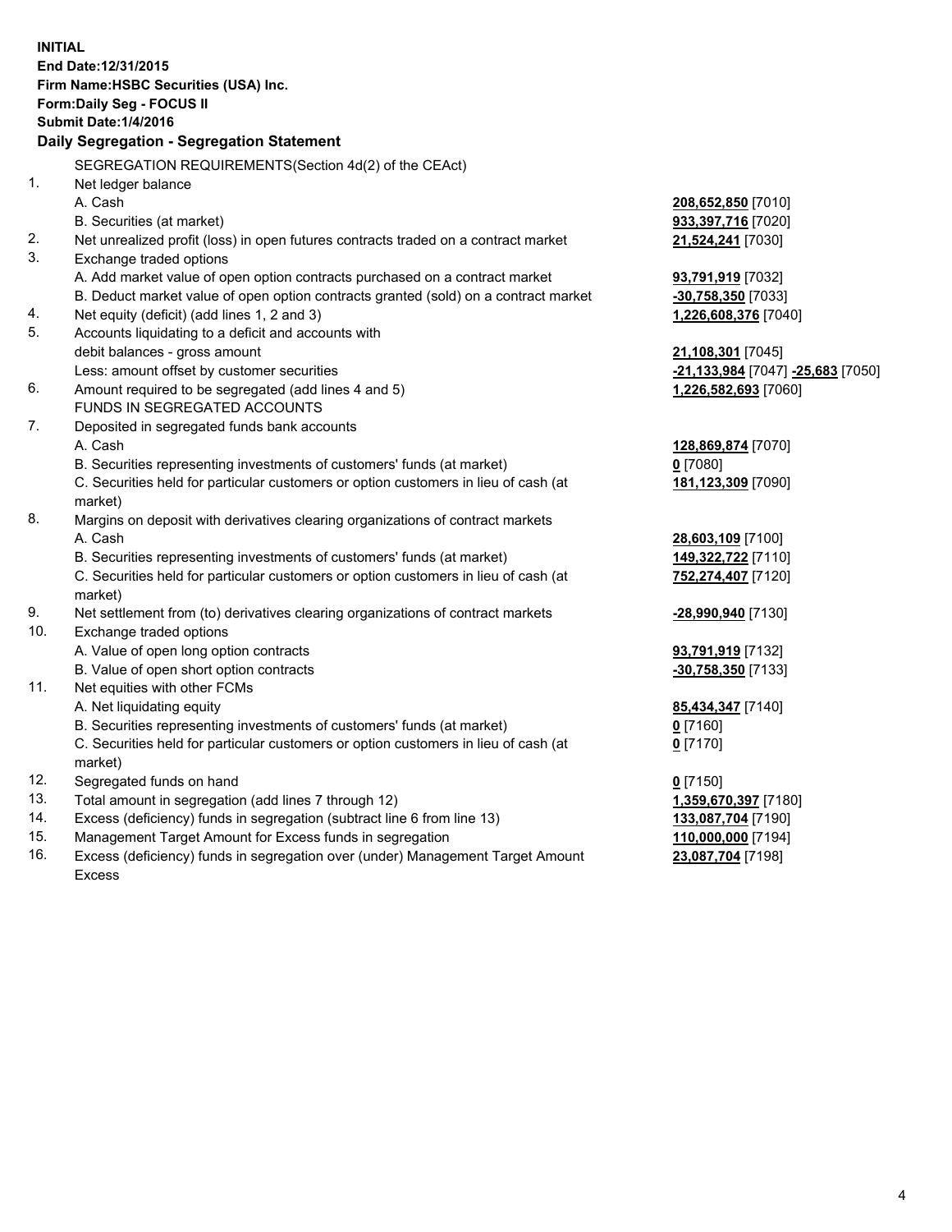**INITIAL**
**End Date:12/31/2015**
**Firm Name:HSBC Securities (USA) Inc.**
**Form:Daily Seg - FOCUS II**
**Submit Date:1/4/2016**

## Daily Segregation - Segregation Statement

SEGREGATION REQUIREMENTS(Section 4d(2) of the CEAct)

| | | |
|---|---|---|
| 1. | Net ledger balance | |
| | A. Cash | **208,652,850** [7010] |
| | B. Securities (at market) | **933,397,716** [7020] |
| 2. | Net unrealized profit (loss) in open futures contracts traded on a contract market | **21,524,241** [7030] |
| 3. | Exchange traded options | |
| | A. Add market value of open option contracts purchased on a contract market | **93,791,919** [7032] |
| | B. Deduct market value of open option contracts granted (sold) on a contract market | **-30,758,350** [7033] |
| 4. | Net equity (deficit) (add lines 1, 2 and 3) | **1,226,608,376** [7040] |
| 5. | Accounts liquidating to a deficit and accounts with debit balances - gross amount | **21,108,301** [7045] |
| | Less: amount offset by customer securities | **-21,133,984** [7047] **-25,683** [7050] |
| 6. | Amount required to be segregated (add lines 4 and 5) | **1,226,582,693** [7060] |
| | FUNDS IN SEGREGATED ACCOUNTS | |
| 7. | Deposited in segregated funds bank accounts | |
| | A. Cash | **128,869,874** [7070] |
| | B. Securities representing investments of customers' funds (at market) | **0** [7080] |
| | C. Securities held for particular customers or option customers in lieu of cash (at market) | **181,123,309** [7090] |
| 8. | Margins on deposit with derivatives clearing organizations of contract markets | |
| | A. Cash | **28,603,109** [7100] |
| | B. Securities representing investments of customers' funds (at market) | **149,322,722** [7110] |
| | C. Securities held for particular customers or option customers in lieu of cash (at market) | **752,274,407** [7120] |
| 9. | Net settlement from (to) derivatives clearing organizations of contract markets | **-28,990,940** [7130] |
| 10. | Exchange traded options | |
| | A. Value of open long option contracts | **93,791,919** [7132] |
| | B. Value of open short option contracts | **-30,758,350** [7133] |
| 11. | Net equities with other FCMs | |
| | A. Net liquidating equity | **85,434,347** [7140] |
| | B. Securities representing investments of customers' funds (at market) | **0** [7160] |
| | C. Securities held for particular customers or option customers in lieu of cash (at market) | **0** [7170] |
| 12. | Segregated funds on hand | **0** [7150] |
| 13. | Total amount in segregation (add lines 7 through 12) | **1,359,670,397** [7180] |
| 14. | Excess (deficiency) funds in segregation (subtract line 6 from line 13) | **133,087,704** [7190] |
| 15. | Management Target Amount for Excess funds in segregation | **110,000,000** [7194] |
| 16. | Excess (deficiency) funds in segregation over (under) Management Target Amount Excess | **23,087,704** [7198] |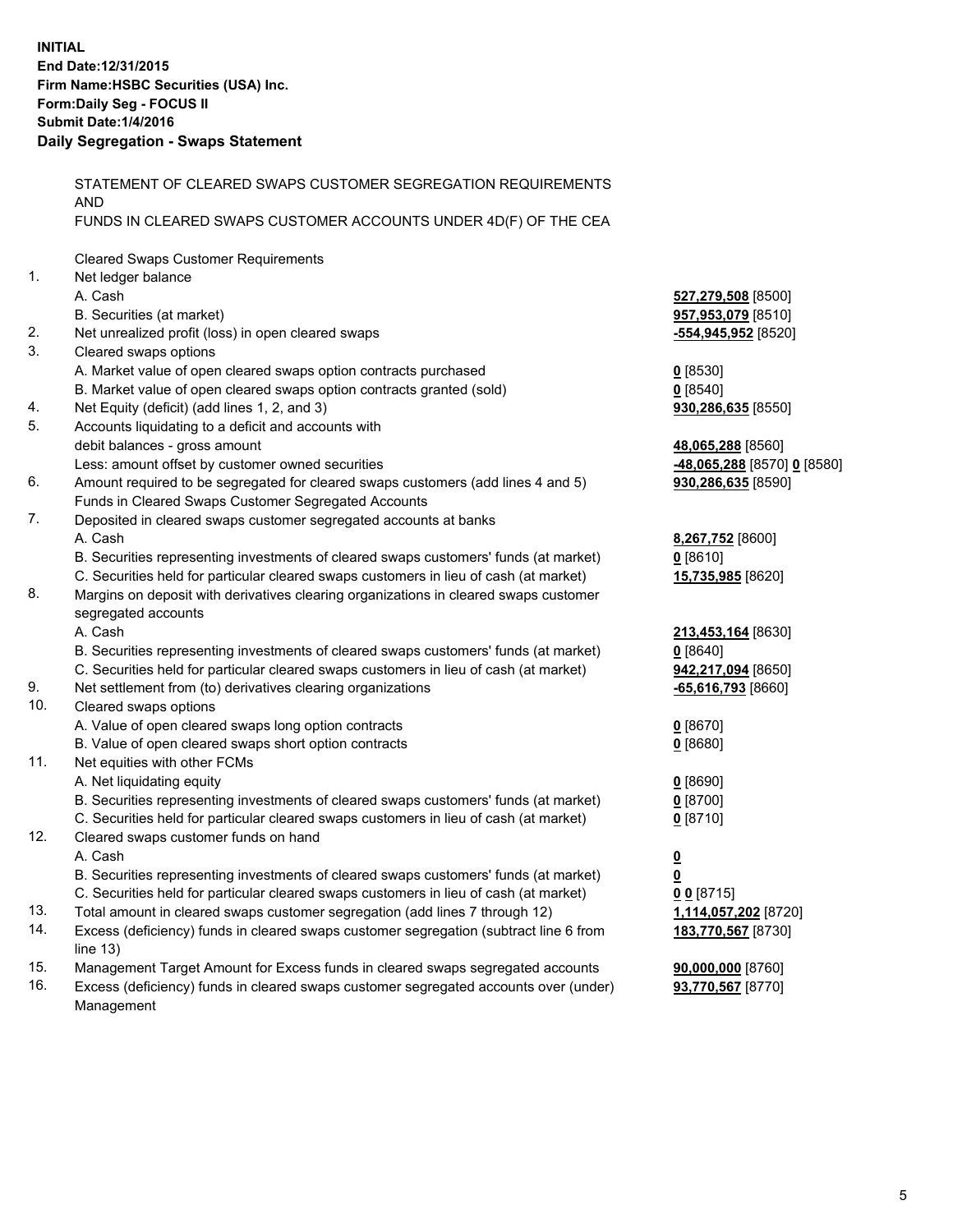**INITIAL**
**End Date:12/31/2015**
**Firm Name:HSBC Securities (USA) Inc.**
**Form:Daily Seg - FOCUS II**
**Submit Date:1/4/2016**
**Daily Segregation - Swaps Statement**

STATEMENT OF CLEARED SWAPS CUSTOMER SEGREGATION REQUIREMENTS AND FUNDS IN CLEARED SWAPS CUSTOMER ACCOUNTS UNDER 4D(F) OF THE CEA

| | | |
|---|---|---|
| | Cleared Swaps Customer Requirements | |
| 1. | Net ledger balance | |
| | A. Cash | **527,279,508** [8500] |
| | B. Securities (at market) | **957,953,079** [8510] |
| 2. | Net unrealized profit (loss) in open cleared swaps | **-554,945,952** [8520] |
| 3. | Cleared swaps options | |
| | A. Market value of open cleared swaps option contracts purchased | **0** [8530] |
| | B. Market value of open cleared swaps option contracts granted (sold) | **0** [8540] |
| 4. | Net Equity (deficit) (add lines 1, 2, and 3) | **930,286,635** [8550] |
| 5. | Accounts liquidating to a deficit and accounts with debit balances - gross amount | **48,065,288** [8560] |
| | Less: amount offset by customer owned securities | **-48,065,288** [8570] **0** [8580] |
| 6. | Amount required to be segregated for cleared swaps customers (add lines 4 and 5) | **930,286,635** [8590] |
| | Funds in Cleared Swaps Customer Segregated Accounts | |
| 7. | Deposited in cleared swaps customer segregated accounts at banks | |
| | A. Cash | **8,267,752** [8600] |
| | B. Securities representing investments of cleared swaps customers' funds (at market) | **0** [8610] |
| | C. Securities held for particular cleared swaps customers in lieu of cash (at market) | **15,735,985** [8620] |
| 8. | Margins on deposit with derivatives clearing organizations in cleared swaps customer segregated accounts | |
| | A. Cash | **213,453,164** [8630] |
| | B. Securities representing investments of cleared swaps customers' funds (at market) | **0** [8640] |
| | C. Securities held for particular cleared swaps customers in lieu of cash (at market) | **942,217,094** [8650] |
| 9. | Net settlement from (to) derivatives clearing organizations | **-65,616,793** [8660] |
| 10. | Cleared swaps options | |
| | A. Value of open cleared swaps long option contracts | **0** [8670] |
| | B. Value of open cleared swaps short option contracts | **0** [8680] |
| 11. | Net equities with other FCMs | |
| | A. Net liquidating equity | **0** [8690] |
| | B. Securities representing investments of cleared swaps customers' funds (at market) | **0** [8700] |
| | C. Securities held for particular cleared swaps customers in lieu of cash (at market) | **0** [8710] |
| 12. | Cleared swaps customer funds on hand | |
| | A. Cash | **0** |
| | B. Securities representing investments of cleared swaps customers' funds (at market) | **0** |
| | C. Securities held for particular cleared swaps customers in lieu of cash (at market) | **0** **0** [8715] |
| 13. | Total amount in cleared swaps customer segregation (add lines 7 through 12) | **1,114,057,202** [8720] |
| 14. | Excess (deficiency) funds in cleared swaps customer segregation (subtract line 6 from line 13) | **183,770,567** [8730] |
| 15. | Management Target Amount for Excess funds in cleared swaps segregated accounts | **90,000,000** [8760] |
| 16. | Excess (deficiency) funds in cleared swaps customer segregated accounts over (under) Management | **93,770,567** [8770] |